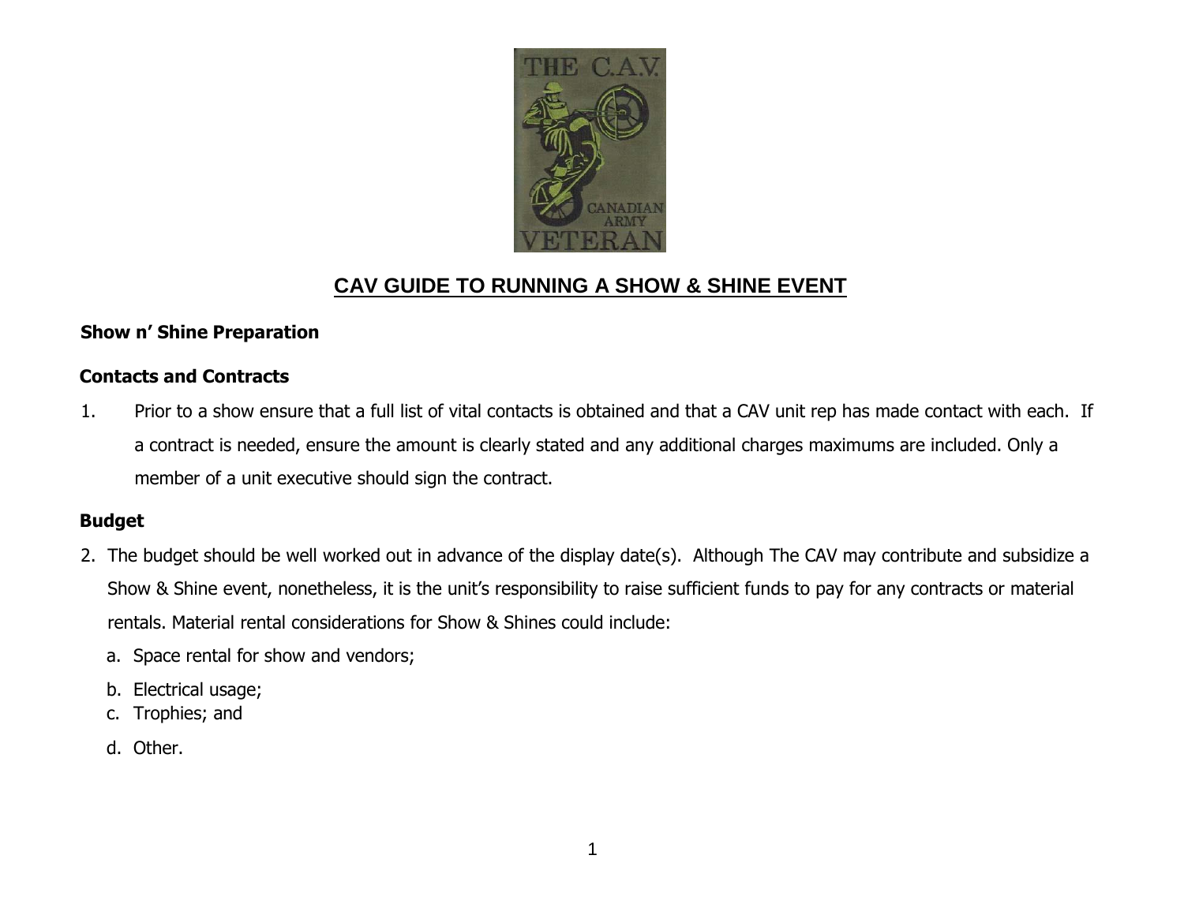# CAV GUIDE TO RUNNING A SHOW & SHINE EVENT

## Show n' Shine Preparation

### Contacts and Contracts

1. Prior to a show ensure that a full list of vital contacts is obtained and that a CAV unit rep has made contact with each. If a contract is needed, ensure the amount is clearly stated and any additional charges maximums are included. Only a member of a unit executive should sign the contract.

### Budget

2. The budget should be well worked out in advance of the display date(s). Although The CAV may contribute and subsidize a Show & Shine event, nonetheless, it is the unit's responsibility to raise sufficient funds to pay for any contracts or material rentals. Material rental considerations for Show & Shines could include:

   a. Space rental for show and vendors;

   b. Electrical usage;

   c. Trophies; and

   d. Other.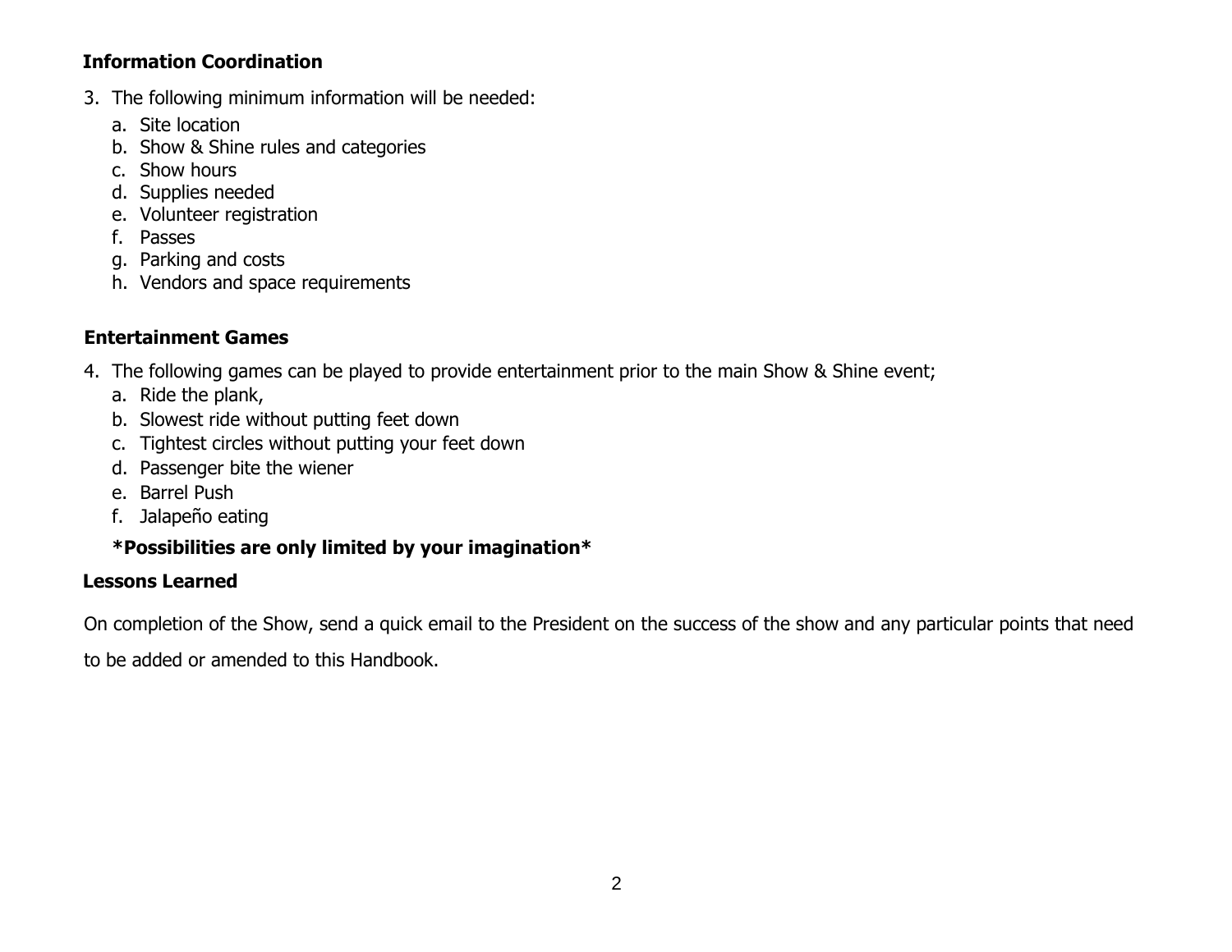**Information Coordination**

3. The following minimum information will be needed:
    a. Site location
    b. Show & Shine rules and categories
    c. Show hours
    d. Supplies needed
    e. Volunteer registration
    f. Passes
    g. Parking and costs
    h. Vendors and space requirements

**Entertainment Games**

4. The following games can be played to provide entertainment prior to the main Show & Shine event;
    a. Ride the plank,
    b. Slowest ride without putting feet down
    c. Tightest circles without putting your feet down
    d. Passenger bite the wiener
    e. Barrel Push
    f. Jalapeño eating

    **\*Possibilities are only limited by your imagination\***

**Lessons Learned**

On completion of the Show, send a quick email to the President on the success of the show and any particular points that need to be added or amended to this Handbook.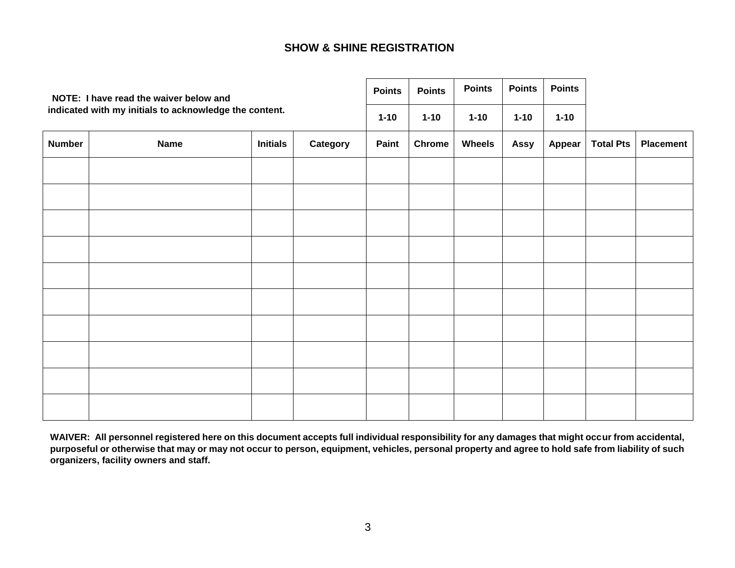## SHOW & SHINE REGISTRATION

**NOTE: I have read the waiver below and indicated with my initials to acknowledge the content.**

| | | | | Points 1-10 | Points 1-10 | Points 1-10 | Points 1-10 | Points 1-10 | | |
|---|---|---|---|---|---|---|---|---|---|---|
| **Number** | **Name** | **Initials** | **Category** | **Paint** | **Chrome** | **Wheels** | **Assy** | **Appear** | **Total Pts** | **Placement** |
| | | | | | | | | | | |
| | | | | | | | | | | |
| | | | | | | | | | | |
| | | | | | | | | | | |
| | | | | | | | | | | |
| | | | | | | | | | | |
| | | | | | | | | | | |
| | | | | | | | | | | |
| | | | | | | | | | | |
| | | | | | | | | | | |

**WAIVER: All personnel registered here on this document accepts full individual responsibility for any damages that might occur from accidental, purposeful or otherwise that may or may not occur to person, equipment, vehicles, personal property and agree to hold safe from liability of such organizers, facility owners and staff.**